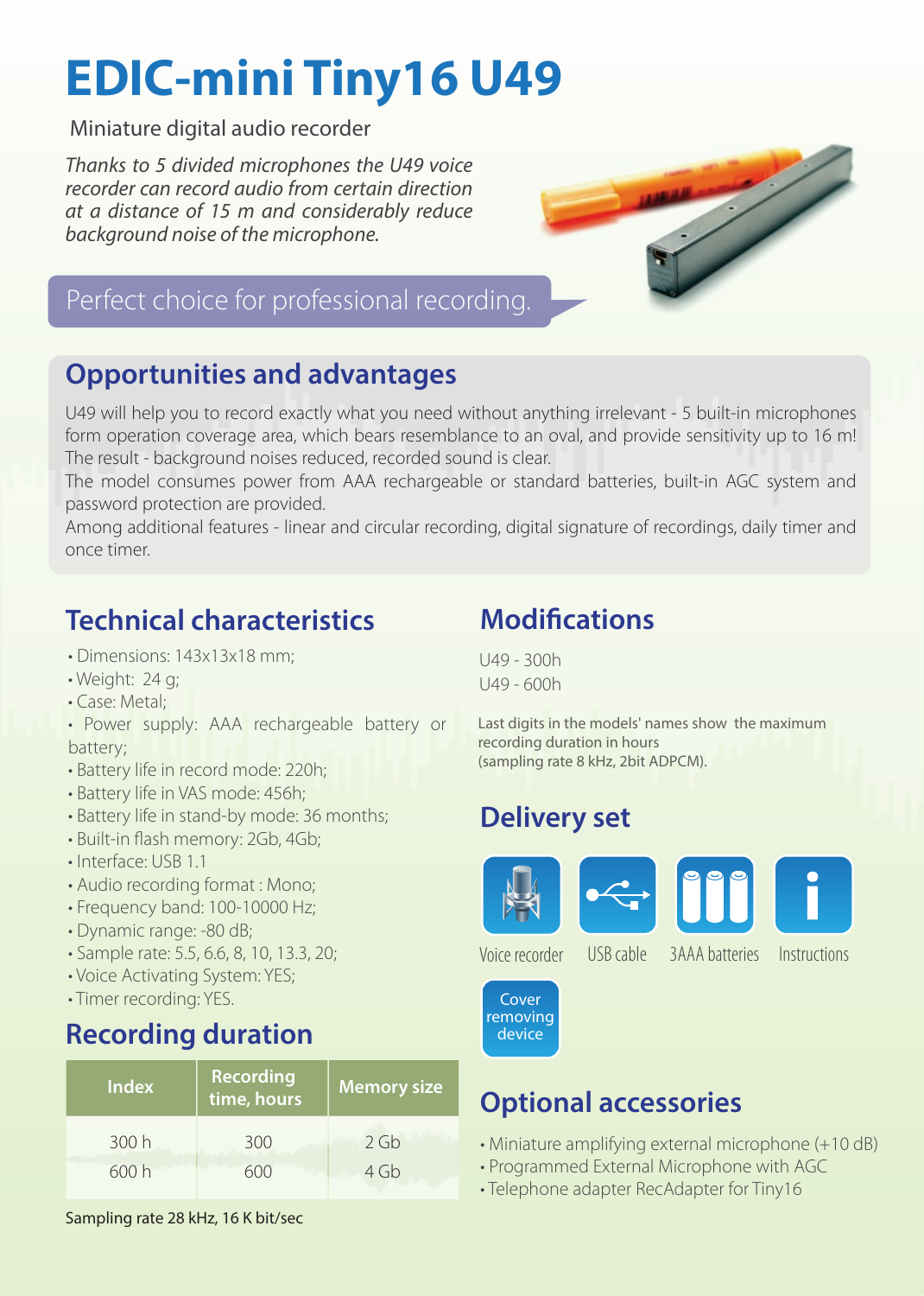# EDIC-mini Tiny16 U49

Miniature digital audio recorder

*Thanks to 5 divided microphones the U49 voice recorder can record audio from certain direction at a distance of 15 m and considerably reduce background noise of the microphone.*

Perfect choice for professional recording.

## Opportunities and advantages

U49 will help you to record exactly what you need without anything irrelevant - 5 built-in microphones form operation coverage area, which bears resemblance to an oval, and provide sensitivity up to 16 m! The result - background noises reduced, recorded sound is clear.

The model consumes power from AAA rechargeable or standard batteries, built-in AGC system and password protection are provided.

Among additional features - linear and circular recording, digital signature of recordings, daily timer and once timer.

## Technical characteristics

- Dimensions: 143x13x18 mm;
- Weight: 24 g;
- Case: Metal;
- Power supply: AAA rechargeable battery or battery;
- Battery life in record mode: 220h;
- Battery life in VAS mode: 456h;
- Battery life in stand-by mode: 36 months;
- Built-in flash memory: 2Gb, 4Gb;
- Interface: USB 1.1
- Audio recording format : Mono;
- Frequency band: 100-10000 Hz;
- Dynamic range: -80 dB;
- Sample rate: 5.5, 6.6, 8, 10, 13.3, 20;
- Voice Activating System: YES;
- Timer recording: YES.

## Recording duration

| Index | Recording time, hours | Memory size |
|---|---|---|
| 300 h | 300 | 2 Gb |
| 600 h | 600 | 4 Gb |

Sampling rate 28 kHz, 16 K bit/sec

## Modifications

U49 - 300h
U49 - 600h

Last digits in the models' names show the maximum recording duration in hours (sampling rate 8 kHz, 2bit ADPCM).

## Delivery set

- Voice recorder
- USB cable
- 3AAA batteries
- Instructions
- Cover removing device

## Optional accessories

- Miniature amplifying external microphone (+10 dB)
- Programmed External Microphone with AGC
- Telephone adapter RecAdapter for Tiny16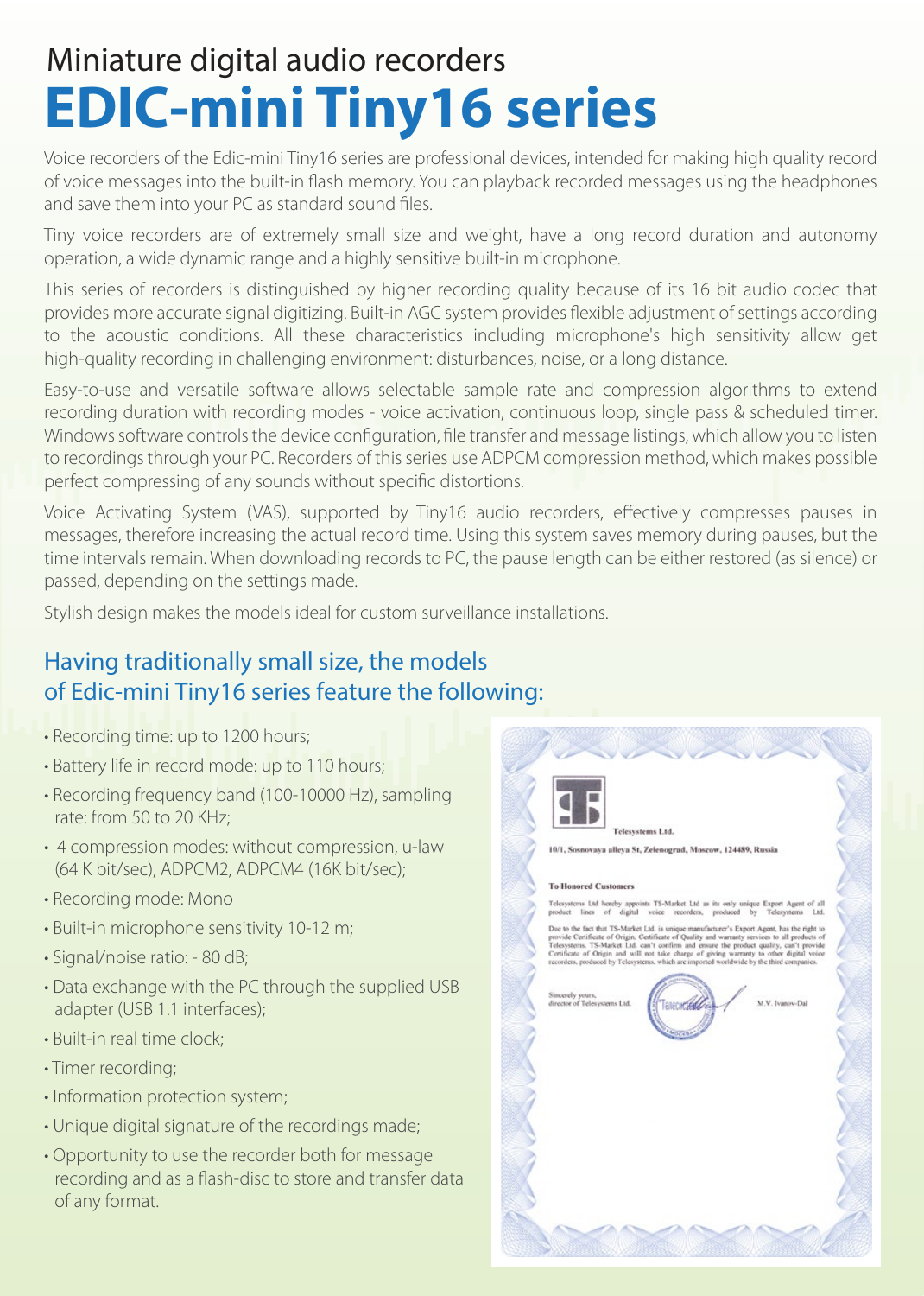Miniature digital audio recorders

# EDIC-mini Tiny16 series

Voice recorders of the Edic-mini Tiny16 series are professional devices, intended for making high quality record of voice messages into the built-in flash memory. You can playback recorded messages using the headphones and save them into your PC as standard sound files.

Tiny voice recorders are of extremely small size and weight, have a long record duration and autonomy operation, a wide dynamic range and a highly sensitive built-in microphone.

This series of recorders is distinguished by higher recording quality because of its 16 bit audio codec that provides more accurate signal digitizing. Built-in AGC system provides flexible adjustment of settings according to the acoustic conditions. All these characteristics including microphone's high sensitivity allow get high-quality recording in challenging environment: disturbances, noise, or a long distance.

Easy-to-use and versatile software allows selectable sample rate and compression algorithms to extend recording duration with recording modes - voice activation, continuous loop, single pass & scheduled timer. Windows software controls the device configuration, file transfer and message listings, which allow you to listen to recordings through your PC. Recorders of this series use ADPCM compression method, which makes possible perfect compressing of any sounds without specific distortions.

Voice Activating System (VAS), supported by Tiny16 audio recorders, effectively compresses pauses in messages, therefore increasing the actual record time. Using this system saves memory during pauses, but the time intervals remain. When downloading records to PC, the pause length can be either restored (as silence) or passed, depending on the settings made.

Stylish design makes the models ideal for custom surveillance installations.

## Having traditionally small size, the models of Edic-mini Tiny16 series feature the following:

- Recording time: up to 1200 hours;
- Battery life in record mode: up to 110 hours;
- Recording frequency band (100-10000 Hz), sampling rate: from 50 to 20 KHz;
- 4 compression modes: without compression, u-law (64 K bit/sec), ADPCM2, ADPCM4 (16K bit/sec);
- Recording mode: Mono
- Built-in microphone sensitivity 10-12 m;
- Signal/noise ratio: - 80 dB;
- Data exchange with the PC through the supplied USB adapter (USB 1.1 interfaces);
- Built-in real time clock;
- Timer recording;
- Information protection system;
- Unique digital signature of the recordings made;
- Opportunity to use the recorder both for message recording and as a flash-disc to store and transfer data of any format.

Telesystems Ltd.

10/1, Sosnovaya alleya St, Zelenograd, Moscow, 124489, Russia

**To Honored Customers**

Telesystems Ltd hereby appoints TS-Market Ltd as its only unique Export Agent of all product lines of digital voice recorders, produced by Telesystems Ltd.

Due to the fact that TS-Market Ltd. is unique manufacturer's Export Agent, has the right to provide Certificate of Origin, Certificate of Quality and warranty services to all products of Telesystems. TS-Market Ltd. can't confirm and ensure the product quality, can't provide Certificate of Origin and will not take charge of giving warranty to other digital voice recorders, produced by Telesystems, which are imported worldwide by the third companies.

Sincerely yours,
director of Telesystems Ltd.

M.V. Ivanov-Dal